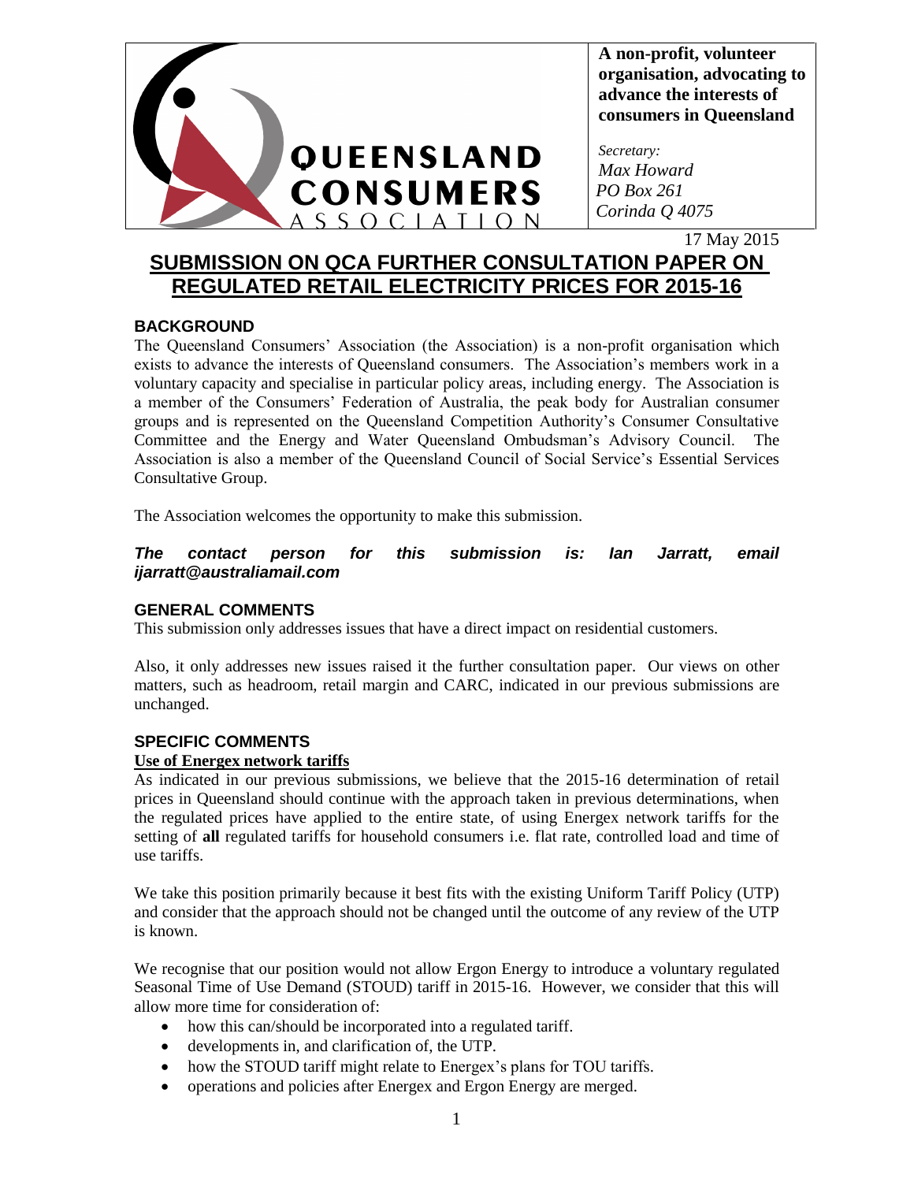QUEENSLAND CONSUMERS ASSOCIATION

**A non-profit, volunteer organisation, advocating to advance the interests of consumers in Queensland**

*Secretary:*
*Max Howard*
*PO Box 261*
*Corinda Q 4075*

17 May 2015

# SUBMISSION ON QCA FURTHER CONSULTATION PAPER ON REGULATED RETAIL ELECTRICITY PRICES FOR 2015-16

## BACKGROUND

The Queensland Consumers' Association (the Association) is a non-profit organisation which exists to advance the interests of Queensland consumers. The Association's members work in a voluntary capacity and specialise in particular policy areas, including energy. The Association is a member of the Consumers' Federation of Australia, the peak body for Australian consumer groups and is represented on the Queensland Competition Authority's Consumer Consultative Committee and the Energy and Water Queensland Ombudsman's Advisory Council. The Association is also a member of the Queensland Council of Social Service's Essential Services Consultative Group.

The Association welcomes the opportunity to make this submission.

***The contact person for this submission is: Ian Jarratt, email ijarratt@australiamail.com***

## GENERAL COMMENTS

This submission only addresses issues that have a direct impact on residential customers.

Also, it only addresses new issues raised it the further consultation paper. Our views on other matters, such as headroom, retail margin and CARC, indicated in our previous submissions are unchanged.

## SPECIFIC COMMENTS

### Use of Energex network tariffs

As indicated in our previous submissions, we believe that the 2015-16 determination of retail prices in Queensland should continue with the approach taken in previous determinations, when the regulated prices have applied to the entire state, of using Energex network tariffs for the setting of **all** regulated tariffs for household consumers i.e. flat rate, controlled load and time of use tariffs.

We take this position primarily because it best fits with the existing Uniform Tariff Policy (UTP) and consider that the approach should not be changed until the outcome of any review of the UTP is known.

We recognise that our position would not allow Ergon Energy to introduce a voluntary regulated Seasonal Time of Use Demand (STOUD) tariff in 2015-16. However, we consider that this will allow more time for consideration of:

- how this can/should be incorporated into a regulated tariff.
- developments in, and clarification of, the UTP.
- how the STOUD tariff might relate to Energex's plans for TOU tariffs.
- operations and policies after Energex and Ergon Energy are merged.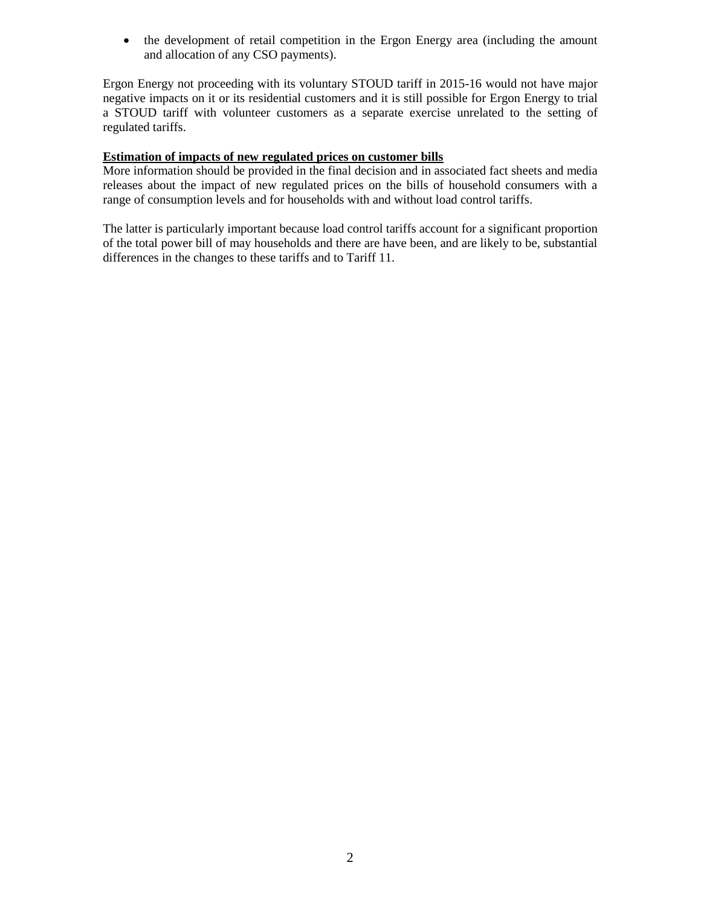- the development of retail competition in the Ergon Energy area (including the amount and allocation of any CSO payments).

Ergon Energy not proceeding with its voluntary STOUD tariff in 2015-16 would not have major negative impacts on it or its residential customers and it is still possible for Ergon Energy to trial a STOUD tariff with volunteer customers as a separate exercise unrelated to the setting of regulated tariffs.

**Estimation of impacts of new regulated prices on customer bills**

More information should be provided in the final decision and in associated fact sheets and media releases about the impact of new regulated prices on the bills of household consumers with a range of consumption levels and for households with and without load control tariffs.

The latter is particularly important because load control tariffs account for a significant proportion of the total power bill of may households and there are have been, and are likely to be, substantial differences in the changes to these tariffs and to Tariff 11.